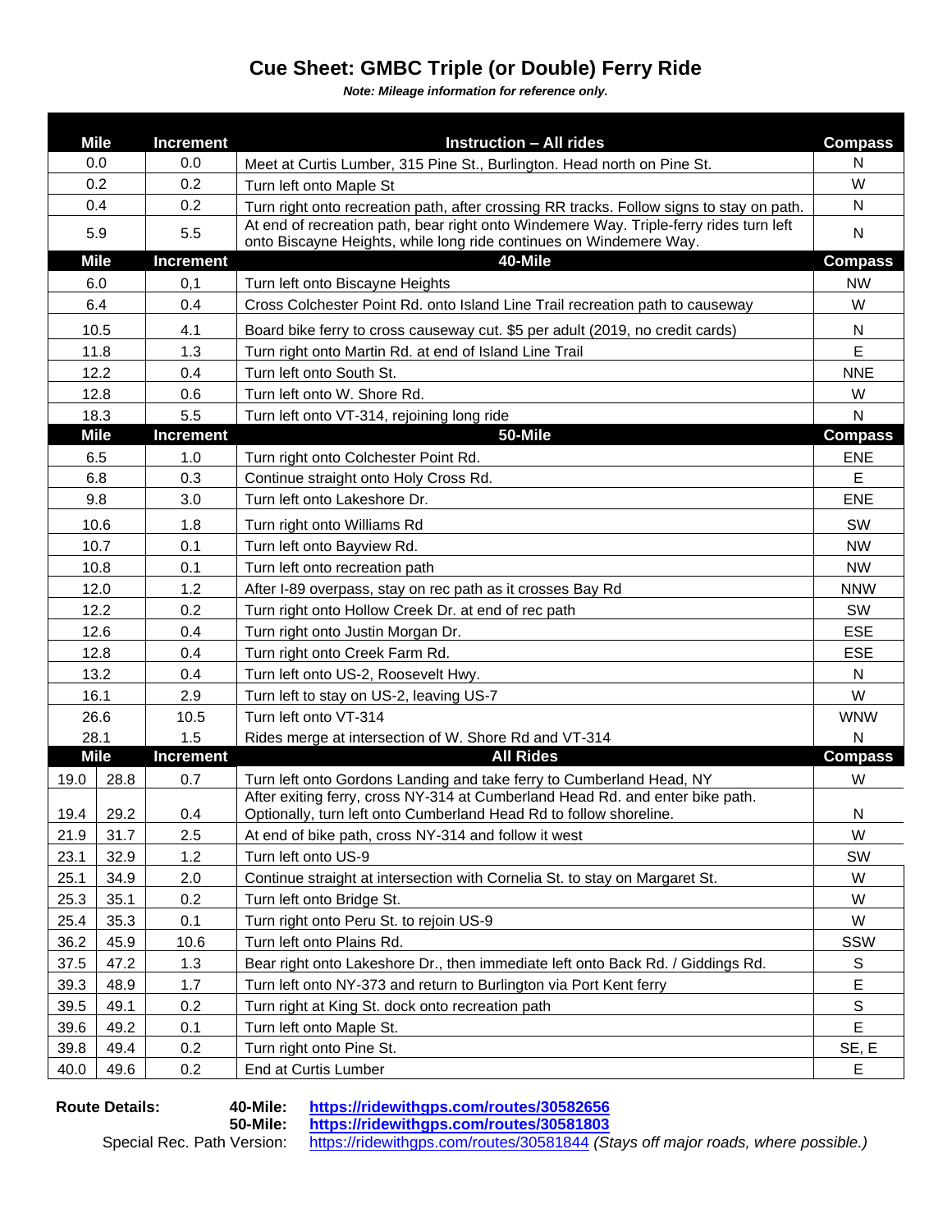# Cue Sheet: GMBC Triple (or Double) Ferry Ride

***Note: Mileage information for reference only.***

| Mile | | Increment | Instruction – All rides | Compass |
|---|---|---|---|---|
| 0.0 | | 0.0 | Meet at Curtis Lumber, 315 Pine St., Burlington. Head north on Pine St. | N |
| 0.2 | | 0.2 | Turn left onto Maple St | W |
| 0.4 | | 0.2 | Turn right onto recreation path, after crossing RR tracks. Follow signs to stay on path. | N |
| 5.9 | | 5.5 | At end of recreation path, bear right onto Windemere Way. Triple-ferry rides turn left onto Biscayne Heights, while long ride continues on Windemere Way. | N |
| **Mile** | | **Increment** | **40-Mile** | **Compass** |
| 6.0 | | 0,1 | Turn left onto Biscayne Heights | NW |
| 6.4 | | 0.4 | Cross Colchester Point Rd. onto Island Line Trail recreation path to causeway | W |
| 10.5 | | 4.1 | Board bike ferry to cross causeway cut. $5 per adult (2019, no credit cards) | N |
| 11.8 | | 1.3 | Turn right onto Martin Rd. at end of Island Line Trail | E |
| 12.2 | | 0.4 | Turn left onto South St. | NNE |
| 12.8 | | 0.6 | Turn left onto W. Shore Rd. | W |
| 18.3 | | 5.5 | Turn left onto VT-314, rejoining long ride | N |
| **Mile** | | **Increment** | **50-Mile** | **Compass** |
| 6.5 | | 1.0 | Turn right onto Colchester Point Rd. | ENE |
| 6.8 | | 0.3 | Continue straight onto Holy Cross Rd. | E |
| 9.8 | | 3.0 | Turn left onto Lakeshore Dr. | ENE |
| 10.6 | | 1.8 | Turn right onto Williams Rd | SW |
| 10.7 | | 0.1 | Turn left onto Bayview Rd. | NW |
| 10.8 | | 0.1 | Turn left onto recreation path | NW |
| 12.0 | | 1.2 | After I-89 overpass, stay on rec path as it crosses Bay Rd | NNW |
| 12.2 | | 0.2 | Turn right onto Hollow Creek Dr. at end of rec path | SW |
| 12.6 | | 0.4 | Turn right onto Justin Morgan Dr. | ESE |
| 12.8 | | 0.4 | Turn right onto Creek Farm Rd. | ESE |
| 13.2 | | 0.4 | Turn left onto US-2, Roosevelt Hwy. | N |
| 16.1 | | 2.9 | Turn left to stay on US-2, leaving US-7 | W |
| 26.6 | | 10.5 | Turn left onto VT-314 | WNW |
| 28.1 | | 1.5 | Rides merge at intersection of W. Shore Rd and VT-314 | N |
| **Mile** | | **Increment** | **All Rides** | **Compass** |
| 19.0 | 28.8 | 0.7 | Turn left onto Gordons Landing and take ferry to Cumberland Head, NY | W |
| 19.4 | 29.2 | 0.4 | After exiting ferry, cross NY-314 at Cumberland Head Rd. and enter bike path. Optionally, turn left onto Cumberland Head Rd to follow shoreline. | N |
| 21.9 | 31.7 | 2.5 | At end of bike path, cross NY-314 and follow it west | W |
| 23.1 | 32.9 | 1.2 | Turn left onto US-9 | SW |
| 25.1 | 34.9 | 2.0 | Continue straight at intersection with Cornelia St. to stay on Margaret St. | W |
| 25.3 | 35.1 | 0.2 | Turn left onto Bridge St. | W |
| 25.4 | 35.3 | 0.1 | Turn right onto Peru St. to rejoin US-9 | W |
| 36.2 | 45.9 | 10.6 | Turn left onto Plains Rd. | SSW |
| 37.5 | 47.2 | 1.3 | Bear right onto Lakeshore Dr., then immediate left onto Back Rd. / Giddings Rd. | S |
| 39.3 | 48.9 | 1.7 | Turn left onto NY-373 and return to Burlington via Port Kent ferry | E |
| 39.5 | 49.1 | 0.2 | Turn right at King St. dock onto recreation path | S |
| 39.6 | 49.2 | 0.1 | Turn left onto Maple St. | E |
| 39.8 | 49.4 | 0.2 | Turn right onto Pine St. | SE, E |
| 40.0 | 49.6 | 0.2 | End at Curtis Lumber | E |

**Route Details:**

**40-Mile:** **https://ridewithgps.com/routes/30582656**

**50-Mile:** **https://ridewithgps.com/routes/30581803**

Special Rec. Path Version: https://ridewithgps.com/routes/30581844 *(Stays off major roads, where possible.)*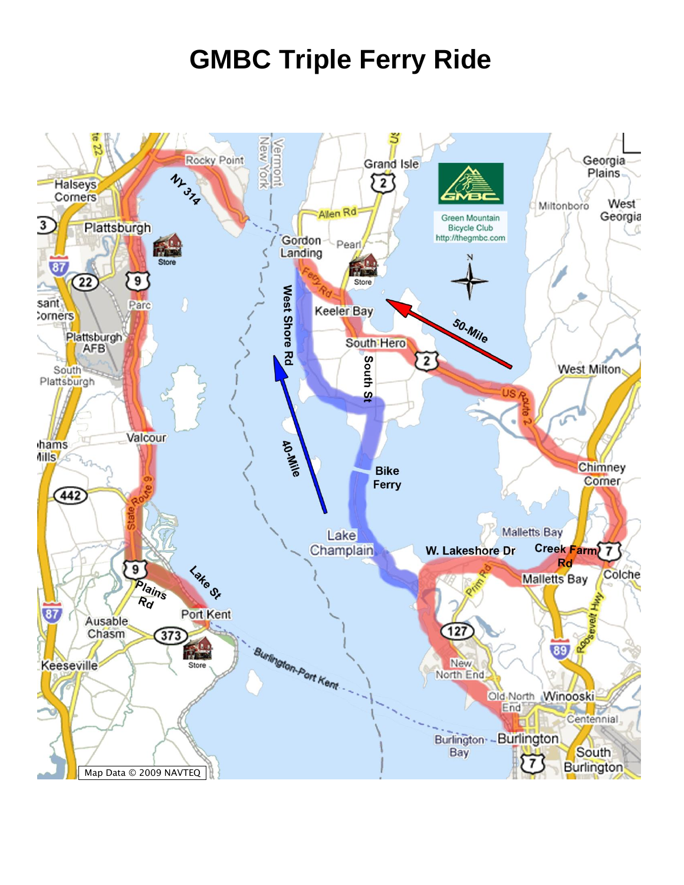# GMBC Triple Ferry Ride

Green Mountain Bicycle Club
http://thegmbc.com

50-Mile

40-Mile

Bike Ferry

NY 314

Ferry Rd

West Shore Rd

South St

US Route 2

W. Lakeshore Dr

Creek Farm Rd

Lake St

Plains Rd

State Route 9

Store

Store

Store

Map Data © 2009 NAVTEQ